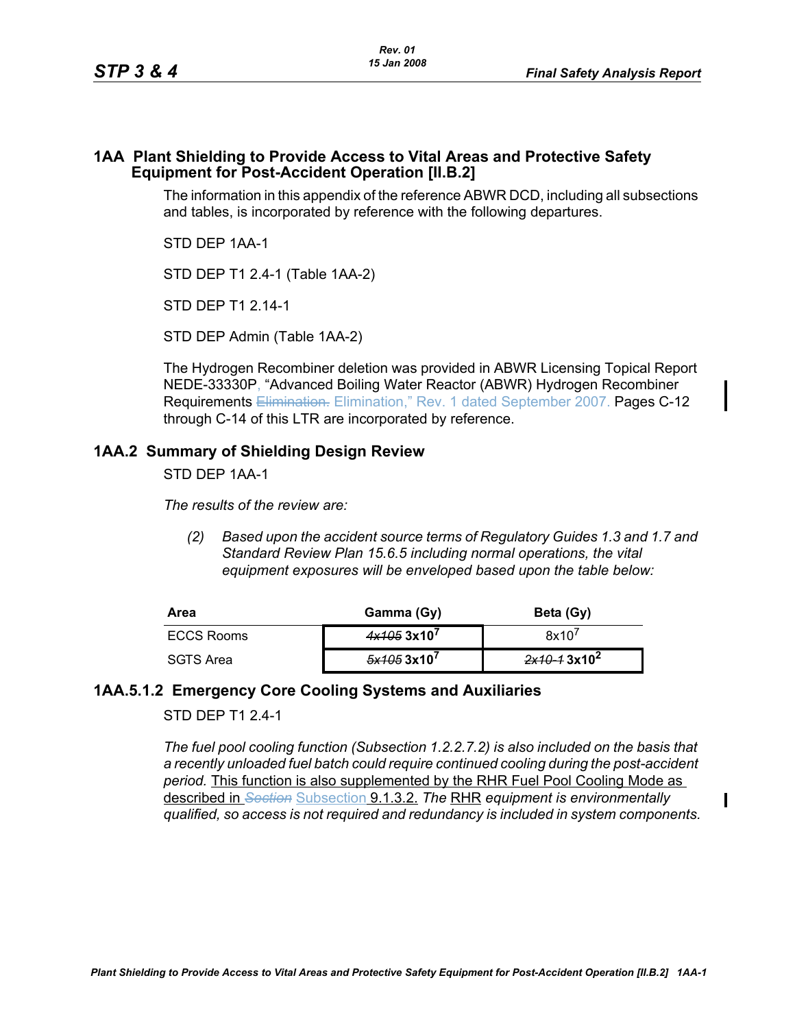## 1AA Plant Shielding to Provide Access to Vital Areas and Protective Safety Equipment for Post-Accident Operation [II.B.2]

The information in this appendix of the reference ABWR DCD, including all subsections and tables, is incorporated by reference with the following departures.

STD DEP 1AA-1

STD DEP T1 2.4-1 (Table 1AA-2)

STD DEP T1 2.14-1

STD DEP Admin (Table 1AA-2)

The Hydrogen Recombiner deletion was provided in ABWR Licensing Topical Report NEDE-33330P, "Advanced Boiling Water Reactor (ABWR) Hydrogen Recombiner Requirements ~~Elimination.~~ Elimination," Rev. 1 dated September 2007. Pages C-12 through C-14 of this LTR are incorporated by reference.

## 1AA.2 Summary of Shielding Design Review

STD DEP 1AA-1

*The results of the review are:*

*(2) Based upon the accident source terms of Regulatory Guides 1.3 and 1.7 and Standard Review Plan 15.6.5 including normal operations, the vital equipment exposures will be enveloped based upon the table below:*

| Area | Gamma (Gy) | Beta (Gy) |
|---|---|---|
| ECCS Rooms | ~~*4x105*~~ **$3x10^7$** | $8x10^7$ |
| SGTS Area | ~~*5x105*~~ **$3x10^7$** | ~~*2x10-1*~~ **$3x10^2$** |

## 1AA.5.1.2 Emergency Core Cooling Systems and Auxiliaries

STD DEP T1 2.4-1

*The fuel pool cooling function (Subsection 1.2.2.7.2) is also included on the basis that a recently unloaded fuel batch could require continued cooling during the post-accident period.* <u>This function is also supplemented by the RHR Fuel Pool Cooling Mode as described in ~~*Section*~~ Subsection 9.1.3.2.</u> *The* <u>RHR</u> *equipment is environmentally qualified, so access is not required and redundancy is included in system components.*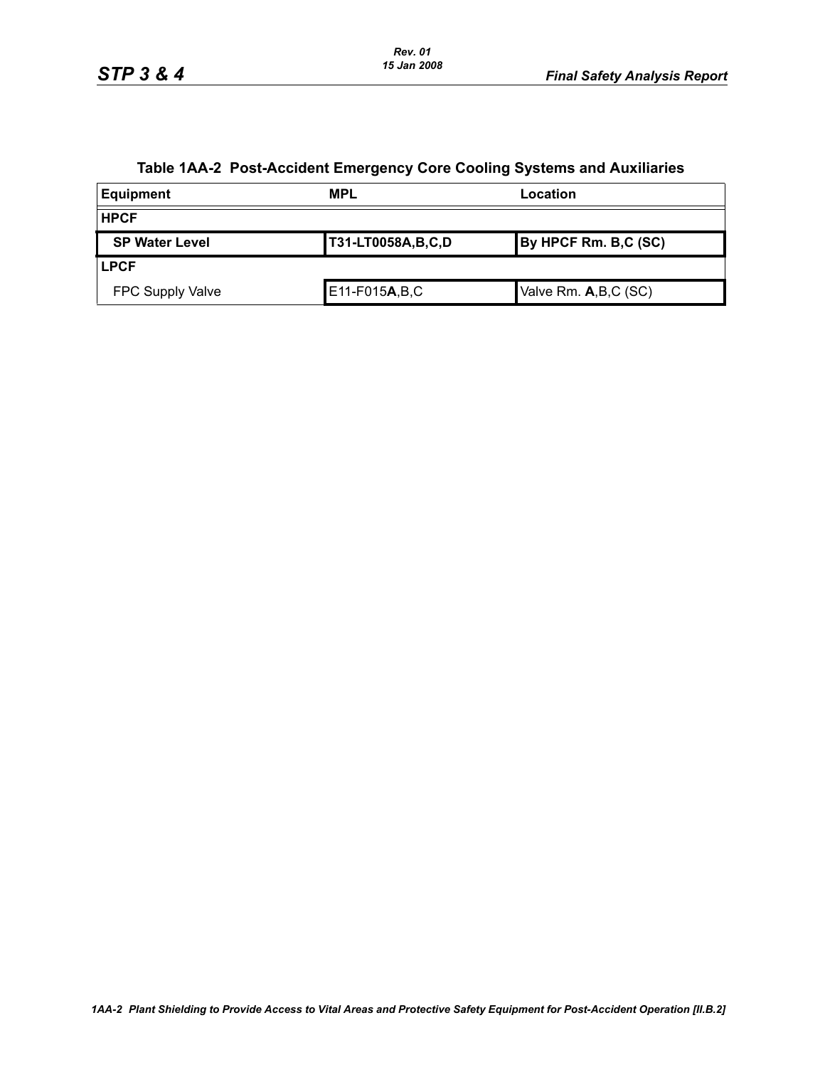**Table 1AA-2 Post-Accident Emergency Core Cooling Systems and Auxiliaries**

| Equipment | MPL | Location |
|---|---|---|
| **HPCF** | | |
| **SP Water Level** | **T31-LT0058A,B,C,D** | **By HPCF Rm. B,C (SC)** |
| **LPCF** | | |
| FPC Supply Valve | E11-F015**A**,B,C | Valve Rm. **A**,B,C (SC) |